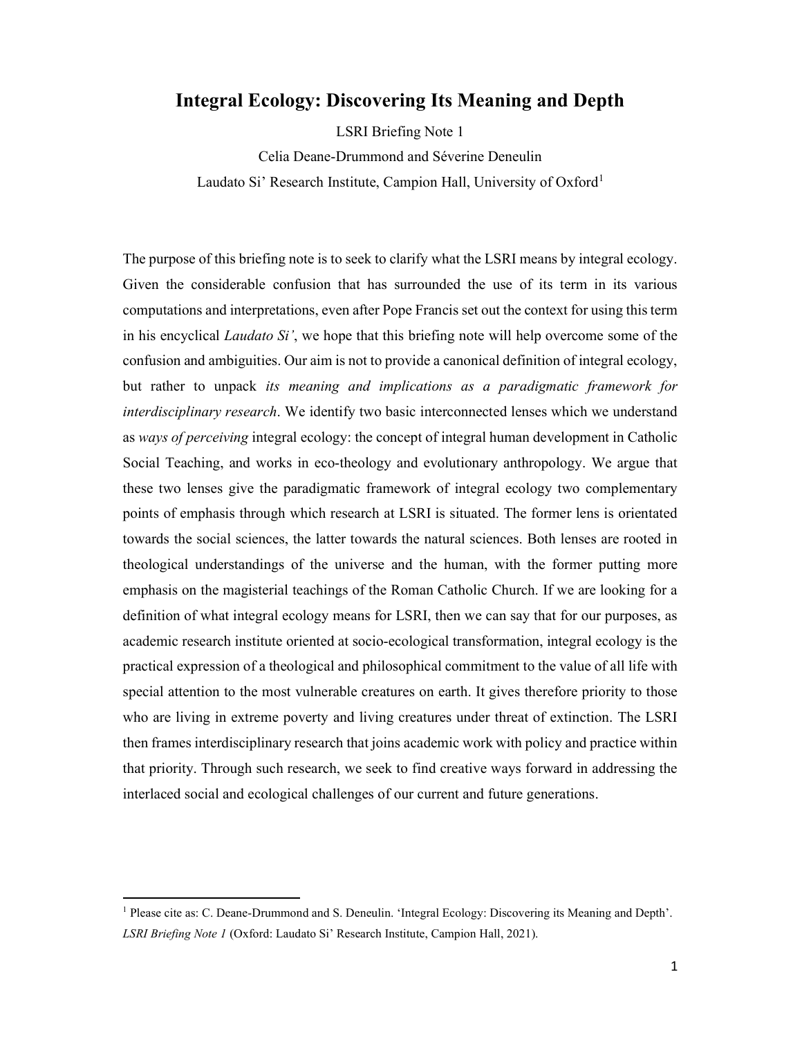# Integral Ecology: Discovering Its Meaning and Depth

LSRI Briefing Note 1

Celia Deane-Drummond and Séverine Deneulin

Laudato Si' Research Institute, Campion Hall, University of Oxford[1]

The purpose of this briefing note is to seek to clarify what the LSRI means by integral ecology. Given the considerable confusion that has surrounded the use of its term in its various computations and interpretations, even after Pope Francis set out the context for using this term in his encyclical *Laudato Si'*, we hope that this briefing note will help overcome some of the confusion and ambiguities. Our aim is not to provide a canonical definition of integral ecology, but rather to unpack *its meaning and implications as a paradigmatic framework for interdisciplinary research*. We identify two basic interconnected lenses which we understand as *ways of perceiving* integral ecology: the concept of integral human development in Catholic Social Teaching, and works in eco-theology and evolutionary anthropology. We argue that these two lenses give the paradigmatic framework of integral ecology two complementary points of emphasis through which research at LSRI is situated. The former lens is orientated towards the social sciences, the latter towards the natural sciences. Both lenses are rooted in theological understandings of the universe and the human, with the former putting more emphasis on the magisterial teachings of the Roman Catholic Church. If we are looking for a definition of what integral ecology means for LSRI, then we can say that for our purposes, as academic research institute oriented at socio-ecological transformation, integral ecology is the practical expression of a theological and philosophical commitment to the value of all life with special attention to the most vulnerable creatures on earth. It gives therefore priority to those who are living in extreme poverty and living creatures under threat of extinction. The LSRI then frames interdisciplinary research that joins academic work with policy and practice within that priority. Through such research, we seek to find creative ways forward in addressing the interlaced social and ecological challenges of our current and future generations.

---

[1] Please cite as: C. Deane-Drummond and S. Deneulin. 'Integral Ecology: Discovering its Meaning and Depth'. *LSRI Briefing Note 1* (Oxford: Laudato Si' Research Institute, Campion Hall, 2021).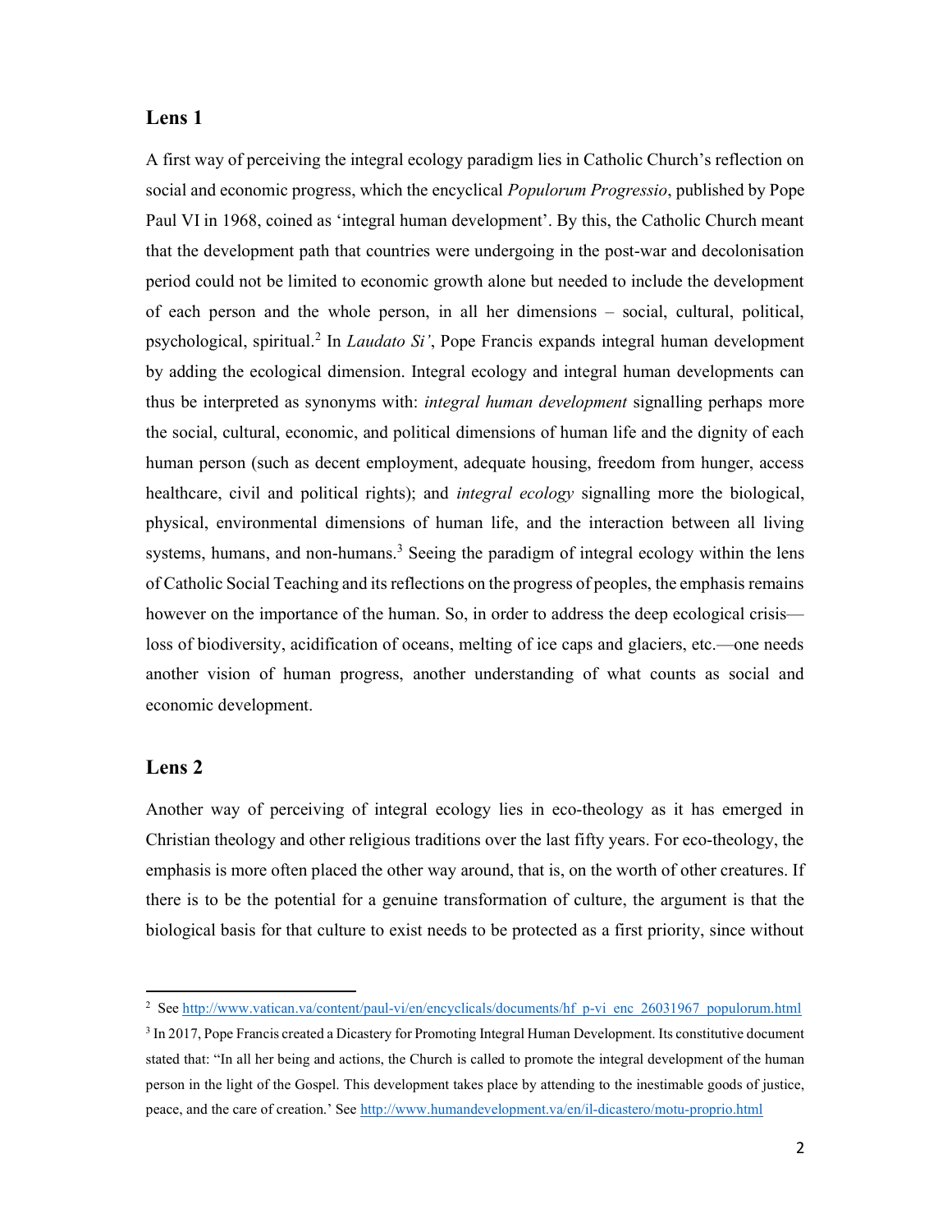## Lens 1

A first way of perceiving the integral ecology paradigm lies in Catholic Church's reflection on social and economic progress, which the encyclical *Populorum Progressio*, published by Pope Paul VI in 1968, coined as 'integral human development'. By this, the Catholic Church meant that the development path that countries were undergoing in the post-war and decolonisation period could not be limited to economic growth alone but needed to include the development of each person and the whole person, in all her dimensions – social, cultural, political, psychological, spiritual.[2] In *Laudato Si'*, Pope Francis expands integral human development by adding the ecological dimension. Integral ecology and integral human developments can thus be interpreted as synonyms with: *integral human development* signalling perhaps more the social, cultural, economic, and political dimensions of human life and the dignity of each human person (such as decent employment, adequate housing, freedom from hunger, access healthcare, civil and political rights); and *integral ecology* signalling more the biological, physical, environmental dimensions of human life, and the interaction between all living systems, humans, and non-humans.[3] Seeing the paradigm of integral ecology within the lens of Catholic Social Teaching and its reflections on the progress of peoples, the emphasis remains however on the importance of the human. So, in order to address the deep ecological crisis—loss of biodiversity, acidification of oceans, melting of ice caps and glaciers, etc.—one needs another vision of human progress, another understanding of what counts as social and economic development.

## Lens 2

Another way of perceiving of integral ecology lies in eco-theology as it has emerged in Christian theology and other religious traditions over the last fifty years. For eco-theology, the emphasis is more often placed the other way around, that is, on the worth of other creatures. If there is to be the potential for a genuine transformation of culture, the argument is that the biological basis for that culture to exist needs to be protected as a first priority, since without

---

[2] See http://www.vatican.va/content/paul-vi/en/encyclicals/documents/hf_p-vi_enc_26031967_populorum.html

[3] In 2017, Pope Francis created a Dicastery for Promoting Integral Human Development. Its constitutive document stated that: "In all her being and actions, the Church is called to promote the integral development of the human person in the light of the Gospel. This development takes place by attending to the inestimable goods of justice, peace, and the care of creation.' See http://www.humandevelopment.va/en/il-dicastero/motu-proprio.html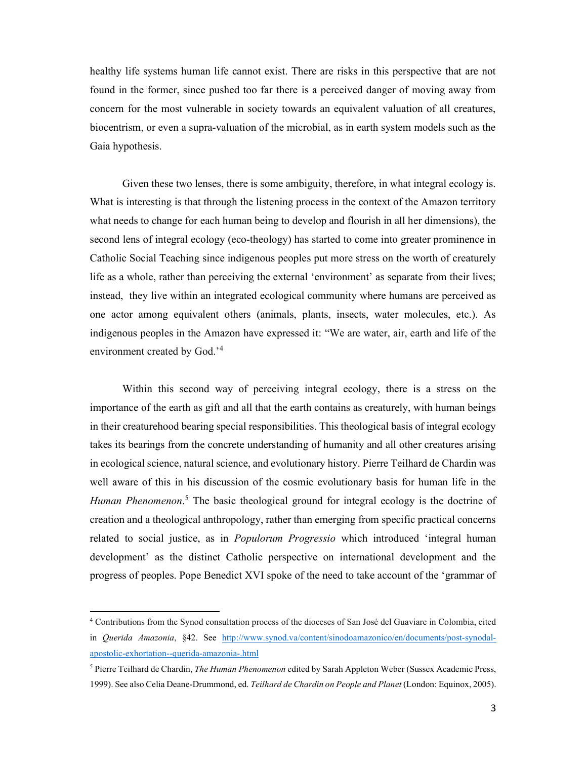healthy life systems human life cannot exist. There are risks in this perspective that are not found in the former, since pushed too far there is a perceived danger of moving away from concern for the most vulnerable in society towards an equivalent valuation of all creatures, biocentrism, or even a supra-valuation of the microbial, as in earth system models such as the Gaia hypothesis.

Given these two lenses, there is some ambiguity, therefore, in what integral ecology is. What is interesting is that through the listening process in the context of the Amazon territory what needs to change for each human being to develop and flourish in all her dimensions), the second lens of integral ecology (eco-theology) has started to come into greater prominence in Catholic Social Teaching since indigenous peoples put more stress on the worth of creaturely life as a whole, rather than perceiving the external 'environment' as separate from their lives; instead, they live within an integrated ecological community where humans are perceived as one actor among equivalent others (animals, plants, insects, water molecules, etc.). As indigenous peoples in the Amazon have expressed it: "We are water, air, earth and life of the environment created by God.'[4]

Within this second way of perceiving integral ecology, there is a stress on the importance of the earth as gift and all that the earth contains as creaturely, with human beings in their creaturehood bearing special responsibilities. This theological basis of integral ecology takes its bearings from the concrete understanding of humanity and all other creatures arising in ecological science, natural science, and evolutionary history. Pierre Teilhard de Chardin was well aware of this in his discussion of the cosmic evolutionary basis for human life in the *Human Phenomenon*.[5] The basic theological ground for integral ecology is the doctrine of creation and a theological anthropology, rather than emerging from specific practical concerns related to social justice, as in *Populorum Progressio* which introduced 'integral human development' as the distinct Catholic perspective on international development and the progress of peoples. Pope Benedict XVI spoke of the need to take account of the 'grammar of

---

[4] Contributions from the Synod consultation process of the dioceses of San José del Guaviare in Colombia, cited in *Querida Amazonia*, §42. See http://www.synod.va/content/sinodoamazonico/en/documents/post-synodal-apostolic-exhortation--querida-amazonia-.html

[5] Pierre Teilhard de Chardin, *The Human Phenomenon* edited by Sarah Appleton Weber (Sussex Academic Press, 1999). See also Celia Deane-Drummond, ed. *Teilhard de Chardin on People and Planet* (London: Equinox, 2005).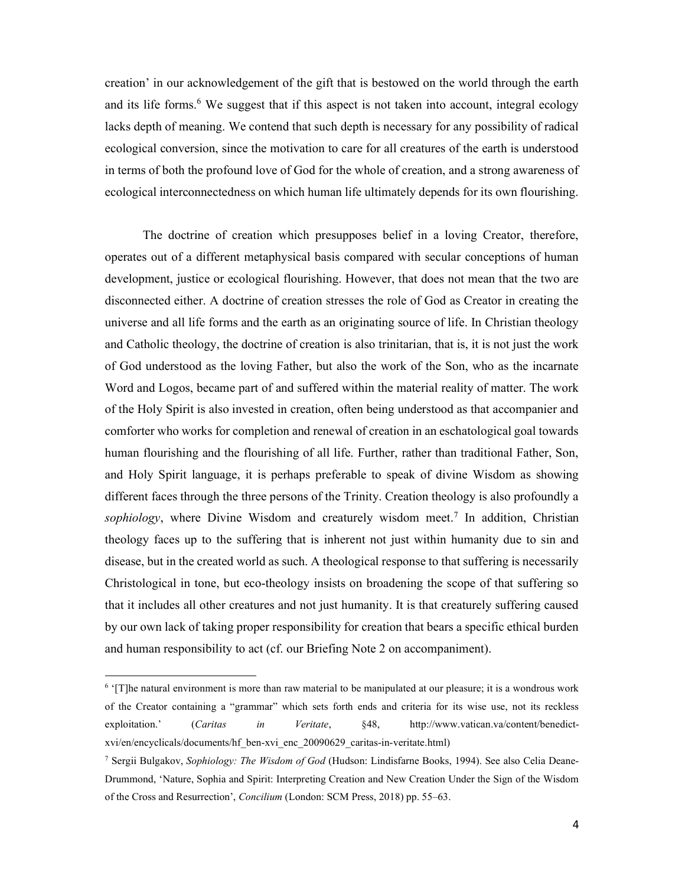creation' in our acknowledgement of the gift that is bestowed on the world through the earth and its life forms.[6] We suggest that if this aspect is not taken into account, integral ecology lacks depth of meaning. We contend that such depth is necessary for any possibility of radical ecological conversion, since the motivation to care for all creatures of the earth is understood in terms of both the profound love of God for the whole of creation, and a strong awareness of ecological interconnectedness on which human life ultimately depends for its own flourishing.

The doctrine of creation which presupposes belief in a loving Creator, therefore, operates out of a different metaphysical basis compared with secular conceptions of human development, justice or ecological flourishing. However, that does not mean that the two are disconnected either. A doctrine of creation stresses the role of God as Creator in creating the universe and all life forms and the earth as an originating source of life. In Christian theology and Catholic theology, the doctrine of creation is also trinitarian, that is, it is not just the work of God understood as the loving Father, but also the work of the Son, who as the incarnate Word and Logos, became part of and suffered within the material reality of matter. The work of the Holy Spirit is also invested in creation, often being understood as that accompanier and comforter who works for completion and renewal of creation in an eschatological goal towards human flourishing and the flourishing of all life. Further, rather than traditional Father, Son, and Holy Spirit language, it is perhaps preferable to speak of divine Wisdom as showing different faces through the three persons of the Trinity. Creation theology is also profoundly a *sophiology*, where Divine Wisdom and creaturely wisdom meet.[7] In addition, Christian theology faces up to the suffering that is inherent not just within humanity due to sin and disease, but in the created world as such. A theological response to that suffering is necessarily Christological in tone, but eco-theology insists on broadening the scope of that suffering so that it includes all other creatures and not just humanity. It is that creaturely suffering caused by our own lack of taking proper responsibility for creation that bears a specific ethical burden and human responsibility to act (cf. our Briefing Note 2 on accompaniment).

---

[6] '[T]he natural environment is more than raw material to be manipulated at our pleasure; it is a wondrous work of the Creator containing a "grammar" which sets forth ends and criteria for its wise use, not its reckless exploitation.' (*Caritas in Veritate*, §48, http://www.vatican.va/content/benedict-xvi/en/encyclicals/documents/hf_ben-xvi_enc_20090629_caritas-in-veritate.html)

[7] Sergii Bulgakov, *Sophiology: The Wisdom of God* (Hudson: Lindisfarne Books, 1994). See also Celia Deane-Drummond, 'Nature, Sophia and Spirit: Interpreting Creation and New Creation Under the Sign of the Wisdom of the Cross and Resurrection', *Concilium* (London: SCM Press, 2018) pp. 55–63.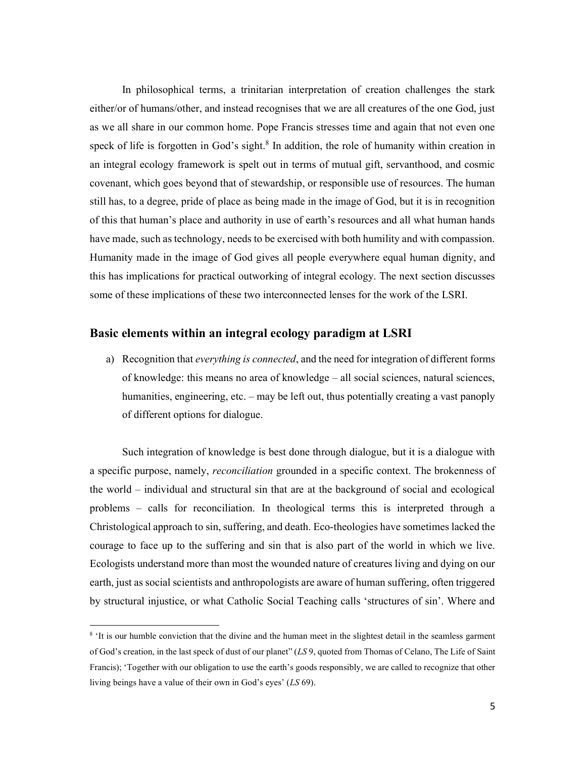In philosophical terms, a trinitarian interpretation of creation challenges the stark either/or of humans/other, and instead recognises that we are all creatures of the one God, just as we all share in our common home. Pope Francis stresses time and again that not even one speck of life is forgotten in God's sight.[8] In addition, the role of humanity within creation in an integral ecology framework is spelt out in terms of mutual gift, servanthood, and cosmic covenant, which goes beyond that of stewardship, or responsible use of resources. The human still has, to a degree, pride of place as being made in the image of God, but it is in recognition of this that human's place and authority in use of earth's resources and all what human hands have made, such as technology, needs to be exercised with both humility and with compassion. Humanity made in the image of God gives all people everywhere equal human dignity, and this has implications for practical outworking of integral ecology. The next section discusses some of these implications of these two interconnected lenses for the work of the LSRI.

## Basic elements within an integral ecology paradigm at LSRI

a) Recognition that *everything is connected*, and the need for integration of different forms of knowledge: this means no area of knowledge – all social sciences, natural sciences, humanities, engineering, etc. – may be left out, thus potentially creating a vast panoply of different options for dialogue.

Such integration of knowledge is best done through dialogue, but it is a dialogue with a specific purpose, namely, *reconciliation* grounded in a specific context. The brokenness of the world – individual and structural sin that are at the background of social and ecological problems – calls for reconciliation. In theological terms this is interpreted through a Christological approach to sin, suffering, and death. Eco-theologies have sometimes lacked the courage to face up to the suffering and sin that is also part of the world in which we live. Ecologists understand more than most the wounded nature of creatures living and dying on our earth, just as social scientists and anthropologists are aware of human suffering, often triggered by structural injustice, or what Catholic Social Teaching calls 'structures of sin'. Where and

[8] 'It is our humble conviction that the divine and the human meet in the slightest detail in the seamless garment of God's creation, in the last speck of dust of our planet" (*LS* 9, quoted from Thomas of Celano, The Life of Saint Francis); 'Together with our obligation to use the earth's goods responsibly, we are called to recognize that other living beings have a value of their own in God's eyes' (*LS* 69).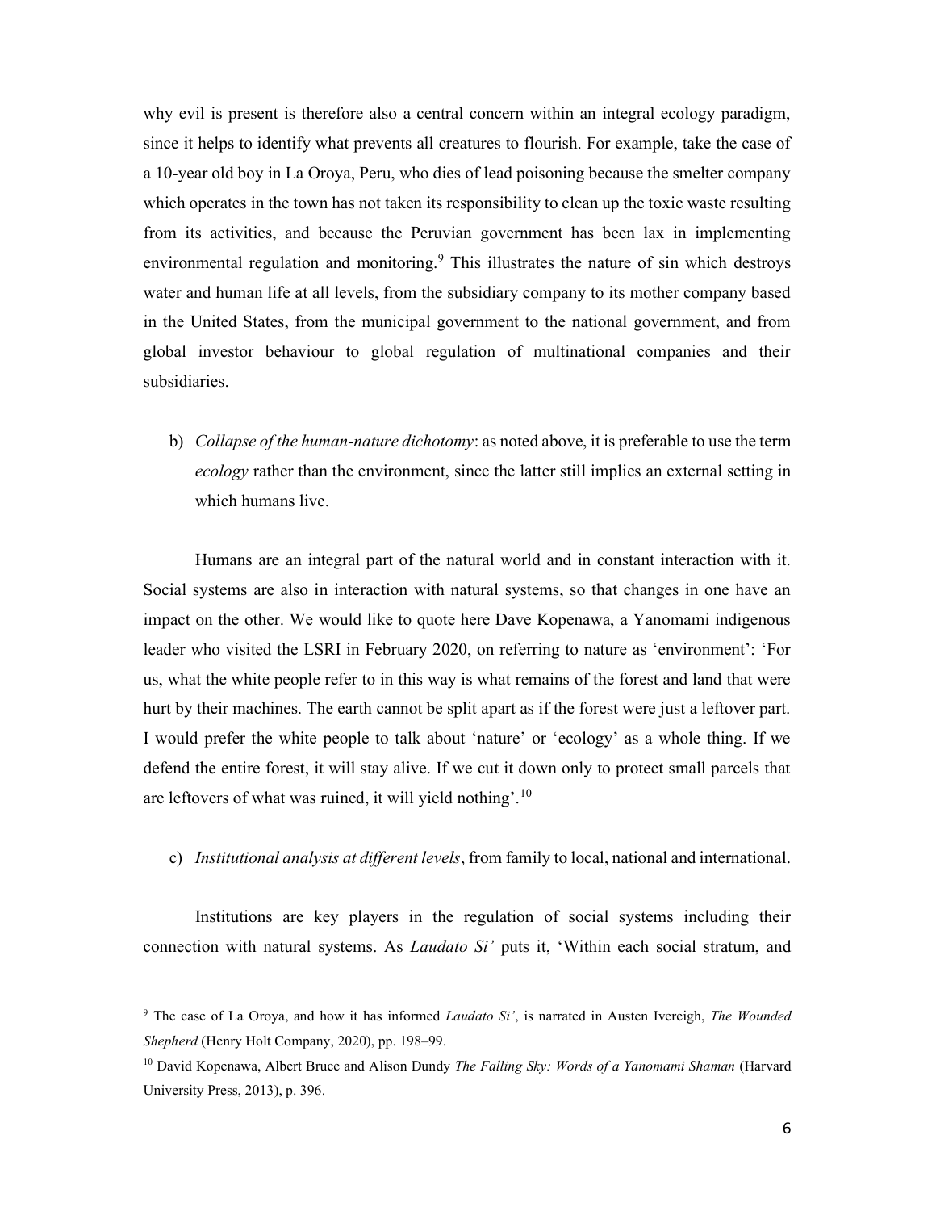why evil is present is therefore also a central concern within an integral ecology paradigm, since it helps to identify what prevents all creatures to flourish. For example, take the case of a 10-year old boy in La Oroya, Peru, who dies of lead poisoning because the smelter company which operates in the town has not taken its responsibility to clean up the toxic waste resulting from its activities, and because the Peruvian government has been lax in implementing environmental regulation and monitoring.[9] This illustrates the nature of sin which destroys water and human life at all levels, from the subsidiary company to its mother company based in the United States, from the municipal government to the national government, and from global investor behaviour to global regulation of multinational companies and their subsidiaries.

b) *Collapse of the human-nature dichotomy*: as noted above, it is preferable to use the term *ecology* rather than the environment, since the latter still implies an external setting in which humans live.

Humans are an integral part of the natural world and in constant interaction with it. Social systems are also in interaction with natural systems, so that changes in one have an impact on the other. We would like to quote here Dave Kopenawa, a Yanomami indigenous leader who visited the LSRI in February 2020, on referring to nature as 'environment': 'For us, what the white people refer to in this way is what remains of the forest and land that were hurt by their machines. The earth cannot be split apart as if the forest were just a leftover part. I would prefer the white people to talk about 'nature' or 'ecology' as a whole thing. If we defend the entire forest, it will stay alive. If we cut it down only to protect small parcels that are leftovers of what was ruined, it will yield nothing'.[10]

c) *Institutional analysis at different levels*, from family to local, national and international.

Institutions are key players in the regulation of social systems including their connection with natural systems. As *Laudato Si'* puts it, 'Within each social stratum, and

---

[9] The case of La Oroya, and how it has informed *Laudato Si'*, is narrated in Austen Ivereigh, *The Wounded Shepherd* (Henry Holt Company, 2020), pp. 198–99.

[10] David Kopenawa, Albert Bruce and Alison Dundy *The Falling Sky: Words of a Yanomami Shaman* (Harvard University Press, 2013), p. 396.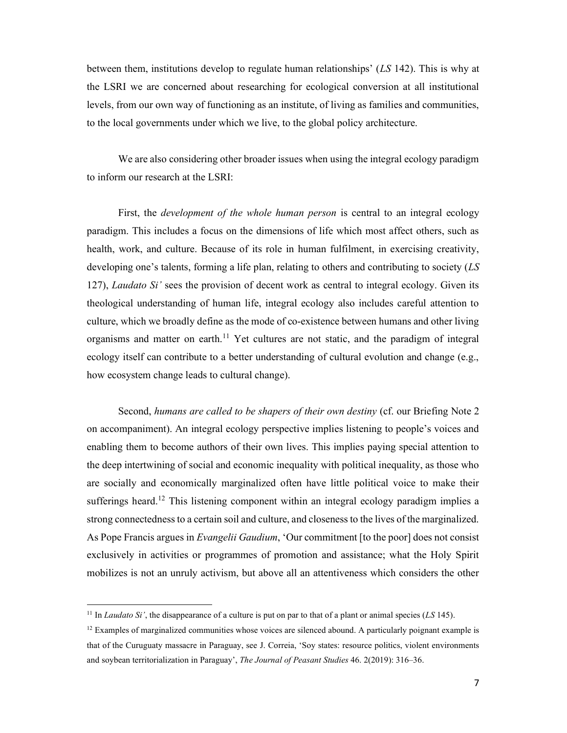between them, institutions develop to regulate human relationships' (*LS* 142). This is why at the LSRI we are concerned about researching for ecological conversion at all institutional levels, from our own way of functioning as an institute, of living as families and communities, to the local governments under which we live, to the global policy architecture.

We are also considering other broader issues when using the integral ecology paradigm to inform our research at the LSRI:

First, the *development of the whole human person* is central to an integral ecology paradigm. This includes a focus on the dimensions of life which most affect others, such as health, work, and culture. Because of its role in human fulfilment, in exercising creativity, developing one's talents, forming a life plan, relating to others and contributing to society (*LS* 127), *Laudato Si'* sees the provision of decent work as central to integral ecology. Given its theological understanding of human life, integral ecology also includes careful attention to culture, which we broadly define as the mode of co-existence between humans and other living organisms and matter on earth.[11] Yet cultures are not static, and the paradigm of integral ecology itself can contribute to a better understanding of cultural evolution and change (e.g., how ecosystem change leads to cultural change).

Second, *humans are called to be shapers of their own destiny* (cf. our Briefing Note 2 on accompaniment). An integral ecology perspective implies listening to people's voices and enabling them to become authors of their own lives. This implies paying special attention to the deep intertwining of social and economic inequality with political inequality, as those who are socially and economically marginalized often have little political voice to make their sufferings heard.[12] This listening component within an integral ecology paradigm implies a strong connectedness to a certain soil and culture, and closeness to the lives of the marginalized. As Pope Francis argues in *Evangelii Gaudium*, 'Our commitment [to the poor] does not consist exclusively in activities or programmes of promotion and assistance; what the Holy Spirit mobilizes is not an unruly activism, but above all an attentiveness which considers the other

---

[11] In *Laudato Si'*, the disappearance of a culture is put on par to that of a plant or animal species (*LS* 145).

[12] Examples of marginalized communities whose voices are silenced abound. A particularly poignant example is that of the Curuguaty massacre in Paraguay, see J. Correia, 'Soy states: resource politics, violent environments and soybean territorialization in Paraguay', *The Journal of Peasant Studies* 46. 2(2019): 316–36.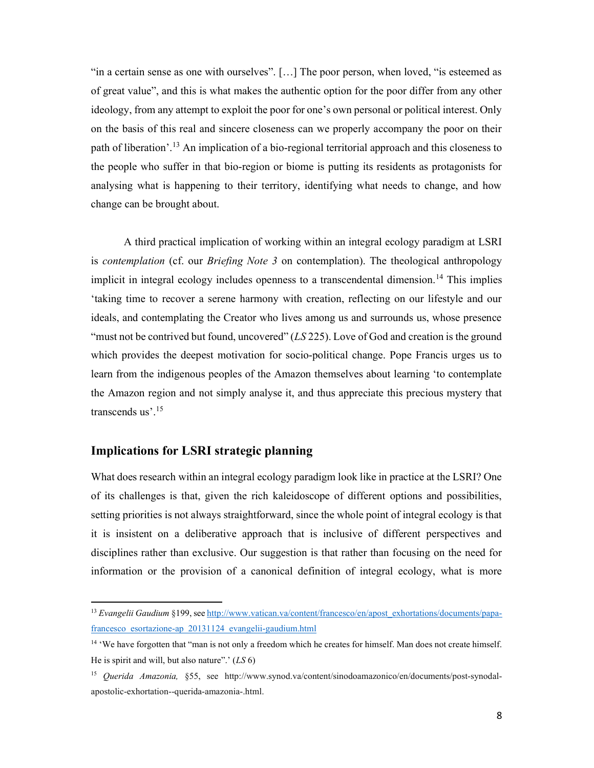"in a certain sense as one with ourselves". […] The poor person, when loved, "is esteemed as of great value", and this is what makes the authentic option for the poor differ from any other ideology, from any attempt to exploit the poor for one's own personal or political interest. Only on the basis of this real and sincere closeness can we properly accompany the poor on their path of liberation'.[13] An implication of a bio-regional territorial approach and this closeness to the people who suffer in that bio-region or biome is putting its residents as protagonists for analysing what is happening to their territory, identifying what needs to change, and how change can be brought about.

A third practical implication of working within an integral ecology paradigm at LSRI is *contemplation* (cf. our *Briefing Note 3* on contemplation). The theological anthropology implicit in integral ecology includes openness to a transcendental dimension.[14] This implies 'taking time to recover a serene harmony with creation, reflecting on our lifestyle and our ideals, and contemplating the Creator who lives among us and surrounds us, whose presence "must not be contrived but found, uncovered" (*LS* 225). Love of God and creation is the ground which provides the deepest motivation for socio-political change. Pope Francis urges us to learn from the indigenous peoples of the Amazon themselves about learning 'to contemplate the Amazon region and not simply analyse it, and thus appreciate this precious mystery that transcends us'.[15]

## Implications for LSRI strategic planning

What does research within an integral ecology paradigm look like in practice at the LSRI? One of its challenges is that, given the rich kaleidoscope of different options and possibilities, setting priorities is not always straightforward, since the whole point of integral ecology is that it is insistent on a deliberative approach that is inclusive of different perspectives and disciplines rather than exclusive. Our suggestion is that rather than focusing on the need for information or the provision of a canonical definition of integral ecology, what is more

---

[13] *Evangelii Gaudium* §199, see http://www.vatican.va/content/francesco/en/apost_exhortations/documents/papa-francesco_esortazione-ap_20131124_evangelii-gaudium.html

[14] 'We have forgotten that "man is not only a freedom which he creates for himself. Man does not create himself. He is spirit and will, but also nature".' (*LS* 6)

[15] *Querida Amazonia,* §55, see http://www.synod.va/content/sinodoamazonico/en/documents/post-synodal-apostolic-exhortation--querida-amazonia-.html.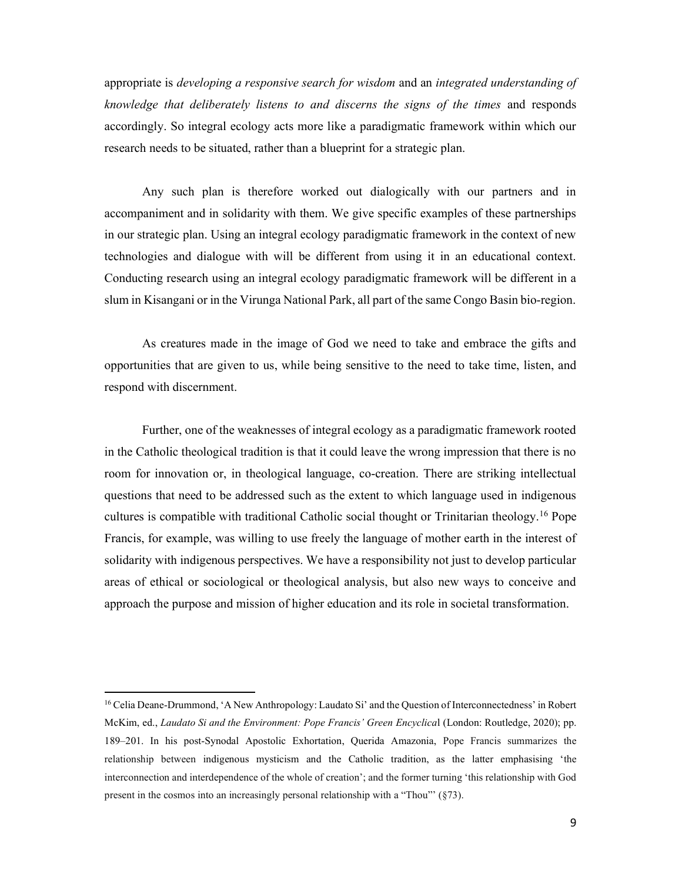appropriate is *developing a responsive search for wisdom* and an *integrated understanding of knowledge that deliberately listens to and discerns the signs of the times* and responds accordingly. So integral ecology acts more like a paradigmatic framework within which our research needs to be situated, rather than a blueprint for a strategic plan.

Any such plan is therefore worked out dialogically with our partners and in accompaniment and in solidarity with them. We give specific examples of these partnerships in our strategic plan. Using an integral ecology paradigmatic framework in the context of new technologies and dialogue with will be different from using it in an educational context. Conducting research using an integral ecology paradigmatic framework will be different in a slum in Kisangani or in the Virunga National Park, all part of the same Congo Basin bio-region.

As creatures made in the image of God we need to take and embrace the gifts and opportunities that are given to us, while being sensitive to the need to take time, listen, and respond with discernment.

Further, one of the weaknesses of integral ecology as a paradigmatic framework rooted in the Catholic theological tradition is that it could leave the wrong impression that there is no room for innovation or, in theological language, co-creation. There are striking intellectual questions that need to be addressed such as the extent to which language used in indigenous cultures is compatible with traditional Catholic social thought or Trinitarian theology.[16] Pope Francis, for example, was willing to use freely the language of mother earth in the interest of solidarity with indigenous perspectives. We have a responsibility not just to develop particular areas of ethical or sociological or theological analysis, but also new ways to conceive and approach the purpose and mission of higher education and its role in societal transformation.

---

[16] Celia Deane-Drummond, 'A New Anthropology: Laudato Si' and the Question of Interconnectedness' in Robert McKim, ed., *Laudato Si and the Environment: Pope Francis' Green Encyclical* (London: Routledge, 2020); pp. 189–201. In his post-Synodal Apostolic Exhortation, Querida Amazonia, Pope Francis summarizes the relationship between indigenous mysticism and the Catholic tradition, as the latter emphasising 'the interconnection and interdependence of the whole of creation'; and the former turning 'this relationship with God present in the cosmos into an increasingly personal relationship with a "Thou"' (§73).